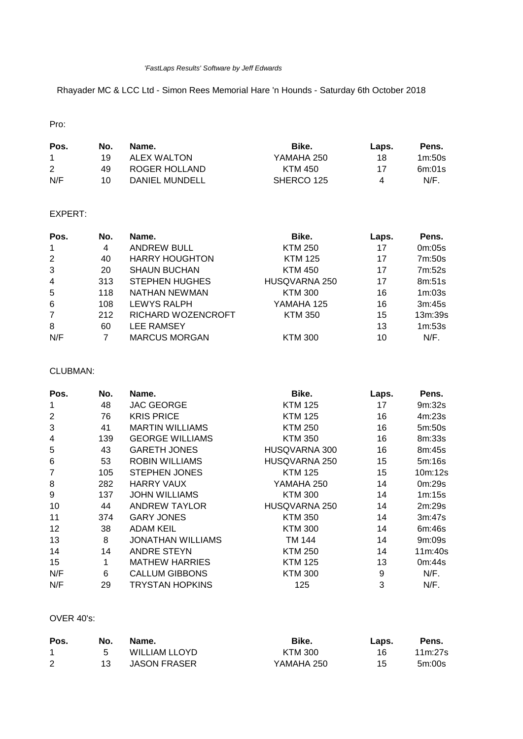*'FastLaps Results' Software by Jeff Edwards*

Rhayader MC & LCC Ltd - Simon Rees Memorial Hare 'n Hounds - Saturday 6th October 2018

Pro:

| Pos. | No. | Name. | Bike. | Laps. | Pens. |
|---|---|---|---|---|---|
| 1 | 19 | ALEX WALTON | YAMAHA 250 | 18 | 1m:50s |
| 2 | 49 | ROGER HOLLAND | KTM 450 | 17 | 6m:01s |
| N/F | 10 | DANIEL MUNDELL | SHERCO 125 | 4 | N/F. |

EXPERT:

| Pos. | No. | Name. | Bike. | Laps. | Pens. |
|---|---|---|---|---|---|
| 1 | 4 | ANDREW BULL | KTM 250 | 17 | 0m:05s |
| 2 | 40 | HARRY HOUGHTON | KTM 125 | 17 | 7m:50s |
| 3 | 20 | SHAUN BUCHAN | KTM 450 | 17 | 7m:52s |
| 4 | 313 | STEPHEN HUGHES | HUSQVARNA 250 | 17 | 8m:51s |
| 5 | 118 | NATHAN NEWMAN | KTM 300 | 16 | 1m:03s |
| 6 | 108 | LEWYS RALPH | YAMAHA 125 | 16 | 3m:45s |
| 7 | 212 | RICHARD WOZENCROFT | KTM 350 | 15 | 13m:39s |
| 8 | 60 | LEE RAMSEY | | 13 | 1m:53s |
| N/F | 7 | MARCUS MORGAN | KTM 300 | 10 | N/F. |

CLUBMAN:

| Pos. | No. | Name. | Bike. | Laps. | Pens. |
|---|---|---|---|---|---|
| 1 | 48 | JAC GEORGE | KTM 125 | 17 | 9m:32s |
| 2 | 76 | KRIS PRICE | KTM 125 | 16 | 4m:23s |
| 3 | 41 | MARTIN WILLIAMS | KTM 250 | 16 | 5m:50s |
| 4 | 139 | GEORGE WILLIAMS | KTM 350 | 16 | 8m:33s |
| 5 | 43 | GARETH JONES | HUSQVARNA 300 | 16 | 8m:45s |
| 6 | 53 | ROBIN WILLIAMS | HUSQVARNA 250 | 15 | 5m:16s |
| 7 | 105 | STEPHEN JONES | KTM 125 | 15 | 10m:12s |
| 8 | 282 | HARRY VAUX | YAMAHA 250 | 14 | 0m:29s |
| 9 | 137 | JOHN WILLIAMS | KTM 300 | 14 | 1m:15s |
| 10 | 44 | ANDREW TAYLOR | HUSQVARNA 250 | 14 | 2m:29s |
| 11 | 374 | GARY JONES | KTM 350 | 14 | 3m:47s |
| 12 | 38 | ADAM KEIL | KTM 300 | 14 | 6m:46s |
| 13 | 8 | JONATHAN WILLIAMS | TM 144 | 14 | 9m:09s |
| 14 | 14 | ANDRE STEYN | KTM 250 | 14 | 11m:40s |
| 15 | 1 | MATHEW HARRIES | KTM 125 | 13 | 0m:44s |
| N/F | 6 | CALLUM GIBBONS | KTM 300 | 9 | N/F. |
| N/F | 29 | TRYSTAN HOPKINS | 125 | 3 | N/F. |

OVER 40's:

| Pos. | No. | Name. | Bike. | Laps. | Pens. |
|---|---|---|---|---|---|
| 1 | 5 | WILLIAM LLOYD | KTM 300 | 16 | 11m:27s |
| 2 | 13 | JASON FRASER | YAMAHA 250 | 15 | 5m:00s |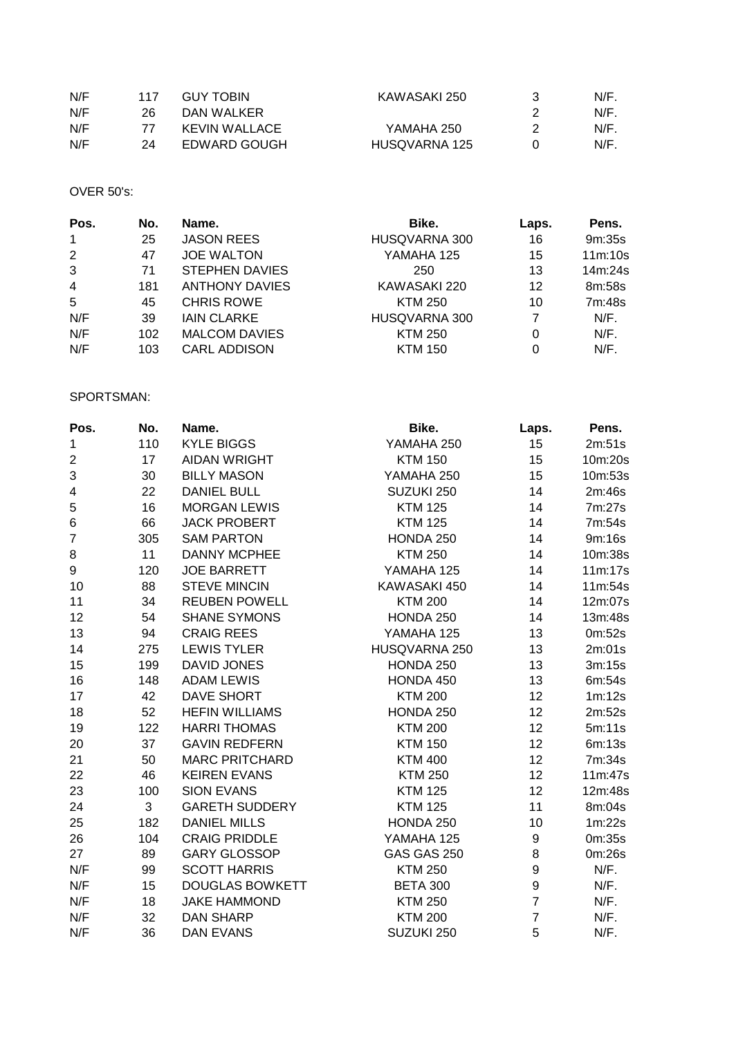| | | | | | |
|---|---|---|---|---|---|
| N/F | 117 | GUY TOBIN | KAWASAKI 250 | 3 | N/F. |
| N/F | 26 | DAN WALKER | | 2 | N/F. |
| N/F | 77 | KEVIN WALLACE | YAMAHA 250 | 2 | N/F. |
| N/F | 24 | EDWARD GOUGH | HUSQVARNA 125 | 0 | N/F. |

OVER 50's:

| Pos. | No. | Name. | Bike. | Laps. | Pens. |
|---|---|---|---|---|---|
| 1 | 25 | JASON REES | HUSQVARNA 300 | 16 | 9m:35s |
| 2 | 47 | JOE WALTON | YAMAHA 125 | 15 | 11m:10s |
| 3 | 71 | STEPHEN DAVIES | 250 | 13 | 14m:24s |
| 4 | 181 | ANTHONY DAVIES | KAWASAKI 220 | 12 | 8m:58s |
| 5 | 45 | CHRIS ROWE | KTM 250 | 10 | 7m:48s |
| N/F | 39 | IAIN CLARKE | HUSQVARNA 300 | 7 | N/F. |
| N/F | 102 | MALCOM DAVIES | KTM 250 | 0 | N/F. |
| N/F | 103 | CARL ADDISON | KTM 150 | 0 | N/F. |

SPORTSMAN:

| Pos. | No. | Name. | Bike. | Laps. | Pens. |
|---|---|---|---|---|---|
| 1 | 110 | KYLE BIGGS | YAMAHA 250 | 15 | 2m:51s |
| 2 | 17 | AIDAN WRIGHT | KTM 150 | 15 | 10m:20s |
| 3 | 30 | BILLY MASON | YAMAHA 250 | 15 | 10m:53s |
| 4 | 22 | DANIEL BULL | SUZUKI 250 | 14 | 2m:46s |
| 5 | 16 | MORGAN LEWIS | KTM 125 | 14 | 7m:27s |
| 6 | 66 | JACK PROBERT | KTM 125 | 14 | 7m:54s |
| 7 | 305 | SAM PARTON | HONDA 250 | 14 | 9m:16s |
| 8 | 11 | DANNY MCPHEE | KTM 250 | 14 | 10m:38s |
| 9 | 120 | JOE BARRETT | YAMAHA 125 | 14 | 11m:17s |
| 10 | 88 | STEVE MINCIN | KAWASAKI 450 | 14 | 11m:54s |
| 11 | 34 | REUBEN POWELL | KTM 200 | 14 | 12m:07s |
| 12 | 54 | SHANE SYMONS | HONDA 250 | 14 | 13m:48s |
| 13 | 94 | CRAIG REES | YAMAHA 125 | 13 | 0m:52s |
| 14 | 275 | LEWIS TYLER | HUSQVARNA 250 | 13 | 2m:01s |
| 15 | 199 | DAVID JONES | HONDA 250 | 13 | 3m:15s |
| 16 | 148 | ADAM LEWIS | HONDA 450 | 13 | 6m:54s |
| 17 | 42 | DAVE SHORT | KTM 200 | 12 | 1m:12s |
| 18 | 52 | HEFIN WILLIAMS | HONDA 250 | 12 | 2m:52s |
| 19 | 122 | HARRI THOMAS | KTM 200 | 12 | 5m:11s |
| 20 | 37 | GAVIN REDFERN | KTM 150 | 12 | 6m:13s |
| 21 | 50 | MARC PRITCHARD | KTM 400 | 12 | 7m:34s |
| 22 | 46 | KEIREN EVANS | KTM 250 | 12 | 11m:47s |
| 23 | 100 | SION EVANS | KTM 125 | 12 | 12m:48s |
| 24 | 3 | GARETH SUDDERY | KTM 125 | 11 | 8m:04s |
| 25 | 182 | DANIEL MILLS | HONDA 250 | 10 | 1m:22s |
| 26 | 104 | CRAIG PRIDDLE | YAMAHA 125 | 9 | 0m:35s |
| 27 | 89 | GARY GLOSSOP | GAS GAS 250 | 8 | 0m:26s |
| N/F | 99 | SCOTT HARRIS | KTM 250 | 9 | N/F. |
| N/F | 15 | DOUGLAS BOWKETT | BETA 300 | 9 | N/F. |
| N/F | 18 | JAKE HAMMOND | KTM 250 | 7 | N/F. |
| N/F | 32 | DAN SHARP | KTM 200 | 7 | N/F. |
| N/F | 36 | DAN EVANS | SUZUKI 250 | 5 | N/F. |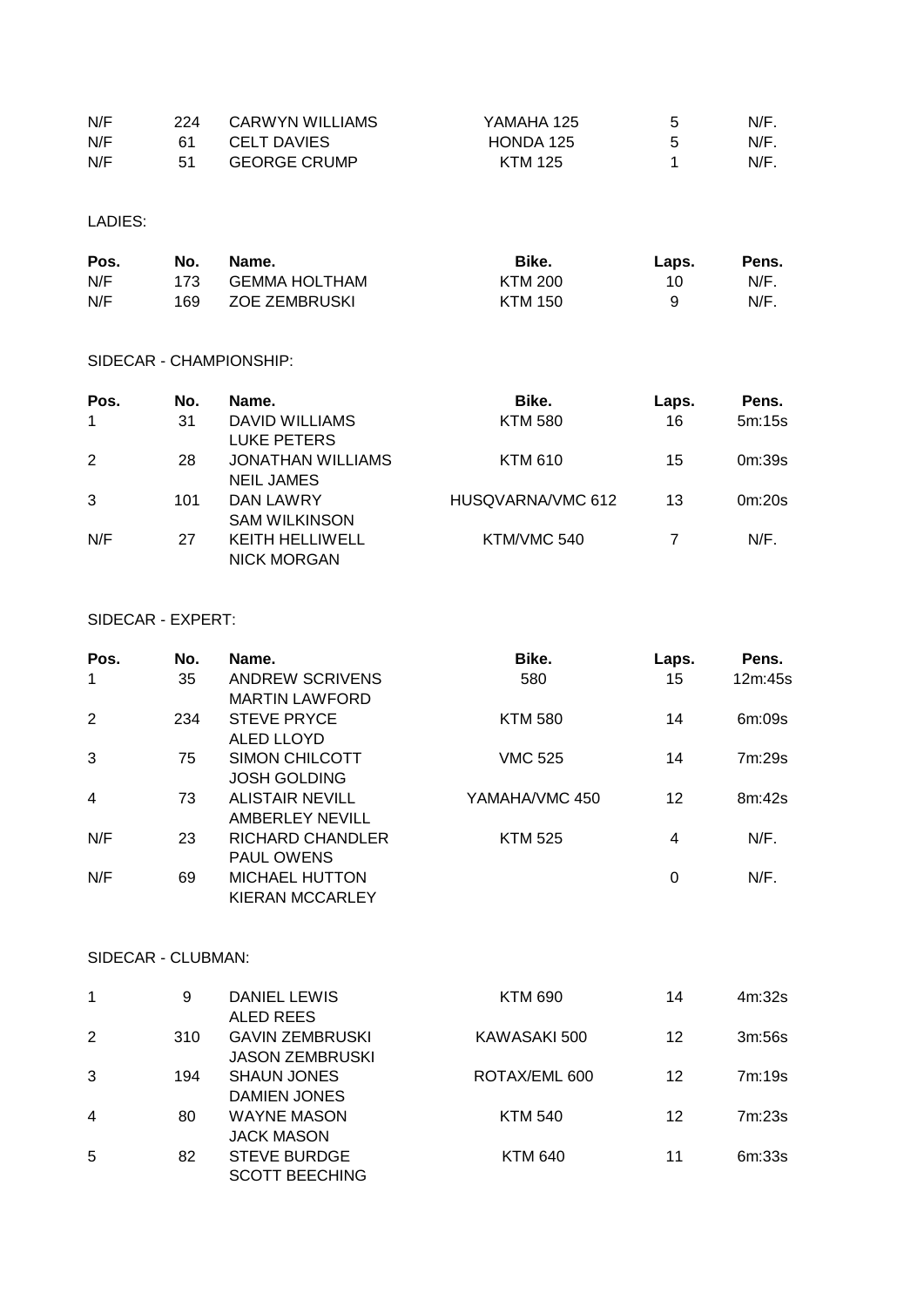| | | | | | |
|---|---|---|---|---|---|
| N/F | 224 | CARWYN WILLIAMS | YAMAHA 125 | 5 | N/F. |
| N/F | 61 | CELT DAVIES | HONDA 125 | 5 | N/F. |
| N/F | 51 | GEORGE CRUMP | KTM 125 | 1 | N/F. |

LADIES:

| **Pos.** | **No.** | **Name.** | **Bike.** | **Laps.** | **Pens.** |
|---|---|---|---|---|---|
| N/F | 173 | GEMMA HOLTHAM | KTM 200 | 10 | N/F. |
| N/F | 169 | ZOE ZEMBRUSKI | KTM 150 | 9 | N/F. |

SIDECAR - CHAMPIONSHIP:

| **Pos.** | **No.** | **Name.** | **Bike.** | **Laps.** | **Pens.** |
|---|---|---|---|---|---|
| 1 | 31 | DAVID WILLIAMS<br>LUKE PETERS | KTM 580 | 16 | 5m:15s |
| 2 | 28 | JONATHAN WILLIAMS<br>NEIL JAMES | KTM 610 | 15 | 0m:39s |
| 3 | 101 | DAN LAWRY<br>SAM WILKINSON | HUSQVARNA/VMC 612 | 13 | 0m:20s |
| N/F | 27 | KEITH HELLIWELL<br>NICK MORGAN | KTM/VMC 540 | 7 | N/F. |

SIDECAR - EXPERT:

| **Pos.** | **No.** | **Name.** | **Bike.** | **Laps.** | **Pens.** |
|---|---|---|---|---|---|
| 1 | 35 | ANDREW SCRIVENS<br>MARTIN LAWFORD | 580 | 15 | 12m:45s |
| 2 | 234 | STEVE PRYCE<br>ALED LLOYD | KTM 580 | 14 | 6m:09s |
| 3 | 75 | SIMON CHILCOTT<br>JOSH GOLDING | VMC 525 | 14 | 7m:29s |
| 4 | 73 | ALISTAIR NEVILL<br>AMBERLEY NEVILL | YAMAHA/VMC 450 | 12 | 8m:42s |
| N/F | 23 | RICHARD CHANDLER<br>PAUL OWENS | KTM 525 | 4 | N/F. |
| N/F | 69 | MICHAEL HUTTON<br>KIERAN MCCARLEY | | 0 | N/F. |

SIDECAR - CLUBMAN:

| | | | | | |
|---|---|---|---|---|---|
| 1 | 9 | DANIEL LEWIS<br>ALED REES | KTM 690 | 14 | 4m:32s |
| 2 | 310 | GAVIN ZEMBRUSKI<br>JASON ZEMBRUSKI | KAWASAKI 500 | 12 | 3m:56s |
| 3 | 194 | SHAUN JONES<br>DAMIEN JONES | ROTAX/EML 600 | 12 | 7m:19s |
| 4 | 80 | WAYNE MASON<br>JACK MASON | KTM 540 | 12 | 7m:23s |
| 5 | 82 | STEVE BURDGE<br>SCOTT BEECHING | KTM 640 | 11 | 6m:33s |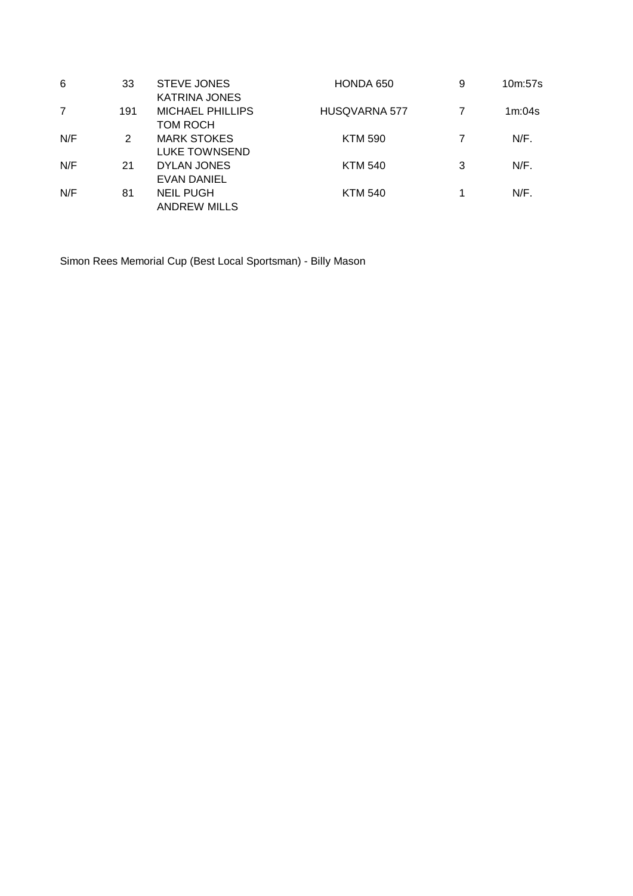| | | | | | |
|---|---|---|---|---|---|
| 6 | 33 | STEVE JONES<br>KATRINA JONES | HONDA 650 | 9 | 10m:57s |
| 7 | 191 | MICHAEL PHILLIPS<br>TOM ROCH | HUSQVARNA 577 | 7 | 1m:04s |
| N/F | 2 | MARK STOKES<br>LUKE TOWNSEND | KTM 590 | 7 | N/F. |
| N/F | 21 | DYLAN JONES<br>EVAN DANIEL | KTM 540 | 3 | N/F. |
| N/F | 81 | NEIL PUGH<br>ANDREW MILLS | KTM 540 | 1 | N/F. |

Simon Rees Memorial Cup (Best Local Sportsman) - Billy Mason